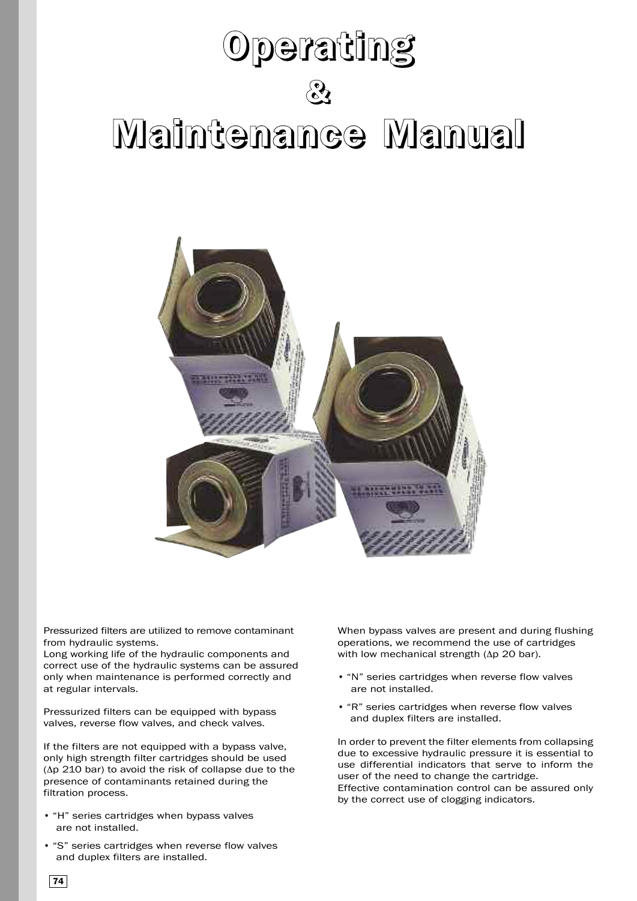# Operating & Maintenance Manual

Pressurized filters are utilized to remove contaminant from hydraulic systems.
Long working life of the hydraulic components and correct use of the hydraulic systems can be assured only when maintenance is performed correctly and at regular intervals.

Pressurized filters can be equipped with bypass valves, reverse flow valves, and check valves.

If the filters are not equipped with a bypass valve, only high strength filter cartridges should be used ($\Delta$p 210 bar) to avoid the risk of collapse due to the presence of contaminants retained during the filtration process.

- "H" series cartridges when bypass valves are not installed.
- "S" series cartridges when reverse flow valves and duplex filters are installed.

When bypass valves are present and during flushing operations, we recommend the use of cartridges with low mechanical strength ($\Delta$p 20 bar).

- "N" series cartridges when reverse flow valves are not installed.
- "R" series cartridges when reverse flow valves and duplex filters are installed.

In order to prevent the filter elements from collapsing due to excessive hydraulic pressure it is essential to use differential indicators that serve to inform the user of the need to change the cartridge.
Effective contamination control can be assured only by the correct use of clogging indicators.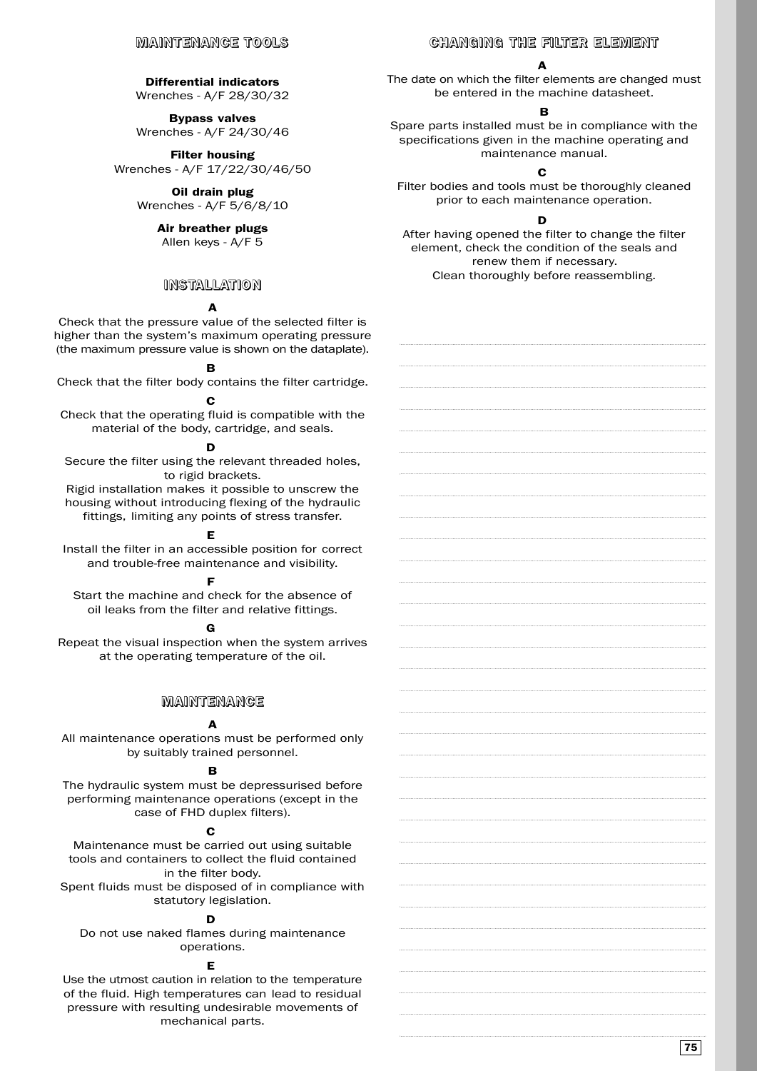## MAINTENANCE TOOLS

**Differential indicators**
Wrenches - A/F 28/30/32

**Bypass valves**
Wrenches - A/F 24/30/46

**Filter housing**
Wrenches - A/F 17/22/30/46/50

**Oil drain plug**
Wrenches - A/F 5/6/8/10

**Air breather plugs**
Allen keys - A/F 5

## INSTALLATION

**A**

Check that the pressure value of the selected filter is higher than the system's maximum operating pressure (the maximum pressure value is shown on the dataplate).

**B**

Check that the filter body contains the filter cartridge.

**C**

Check that the operating fluid is compatible with the material of the body, cartridge, and seals.

**D**

Secure the filter using the relevant threaded holes, to rigid brackets.
Rigid installation makes it possible to unscrew the housing without introducing flexing of the hydraulic fittings, limiting any points of stress transfer.

**E**

Install the filter in an accessible position for correct and trouble-free maintenance and visibility.

**F**

Start the machine and check for the absence of oil leaks from the filter and relative fittings.

**G**

Repeat the visual inspection when the system arrives at the operating temperature of the oil.

## MAINTENANCE

**A**

All maintenance operations must be performed only by suitably trained personnel.

**B**

The hydraulic system must be depressurised before performing maintenance operations (except in the case of FHD duplex filters).

**C**

Maintenance must be carried out using suitable tools and containers to collect the fluid contained in the filter body.
Spent fluids must be disposed of in compliance with statutory legislation.

**D**

Do not use naked flames during maintenance operations.

**E**

Use the utmost caution in relation to the temperature of the fluid. High temperatures can lead to residual pressure with resulting undesirable movements of mechanical parts.

## CHANGING THE FILTER ELEMENT

**A**

The date on which the filter elements are changed must be entered in the machine datasheet.

**B**

Spare parts installed must be in compliance with the specifications given in the machine operating and maintenance manual.

**C**

Filter bodies and tools must be thoroughly cleaned prior to each maintenance operation.

**D**

After having opened the filter to change the filter element, check the condition of the seals and renew them if necessary.
Clean thoroughly before reassembling.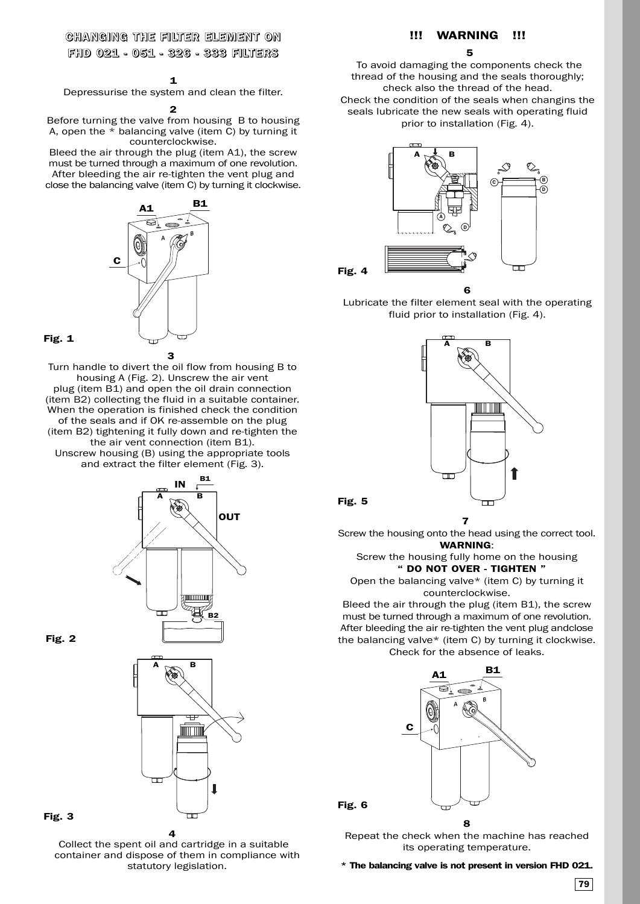## CHANGING THE FILTER ELEMENT ON FHD 021 - 051 - 326 - 333 FILTERS

**1**

Depressurise the system and clean the filter.

**2**

Before turning the valve from housing B to housing A, open the * balancing valve (item C) by turning it counterclockwise.
Bleed the air through the plug (item A1), the screw must be turned through a maximum of one revolution. After bleeding the air re-tighten the vent plug and close the balancing valve (item C) by turning it clockwise.

Fig. 1

**3**

Turn handle to divert the oil flow from housing B to housing A (Fig. 2). Unscrew the air vent plug (item B1) and open the oil drain connection (item B2) collecting the fluid in a suitable container. When the operation is finished check the condition of the seals and if OK re-assemble on the plug (item B2) tightening it fully down and re-tighten the the air vent connection (item B1).
Unscrew housing (B) using the appropriate tools and extract the filter element (Fig. 3).

Fig. 2

Fig. 3

**4**

Collect the spent oil and cartridge in a suitable container and dispose of them in compliance with statutory legislation.

### !!! WARNING !!!

**5**

To avoid damaging the components check the thread of the housing and the seals thoroughly; check also the thread of the head.
Check the condition of the seals when changins the seals lubricate the new seals with operating fluid prior to installation (Fig. 4).

Fig. 4

**6**

Lubricate the filter element seal with the operating fluid prior to installation (Fig. 4).

Fig. 5

**7**

Screw the housing onto the head using the correct tool.
**WARNING**:
Screw the housing fully home on the housing
**“ DO NOT OVER - TIGHTEN ”**
Open the balancing valve* (item C) by turning it counterclockwise.
Bleed the air through the plug (item B1), the screw must be turned through a maximum of one revolution. After bleeding the air re-tighten the vent plug andclose the balancing valve* (item C) by turning it clockwise. Check for the absence of leaks.

Fig. 6

**8**

Repeat the check when the machine has reached its operating temperature.

**\* The balancing valve is not present in version FHD 021.**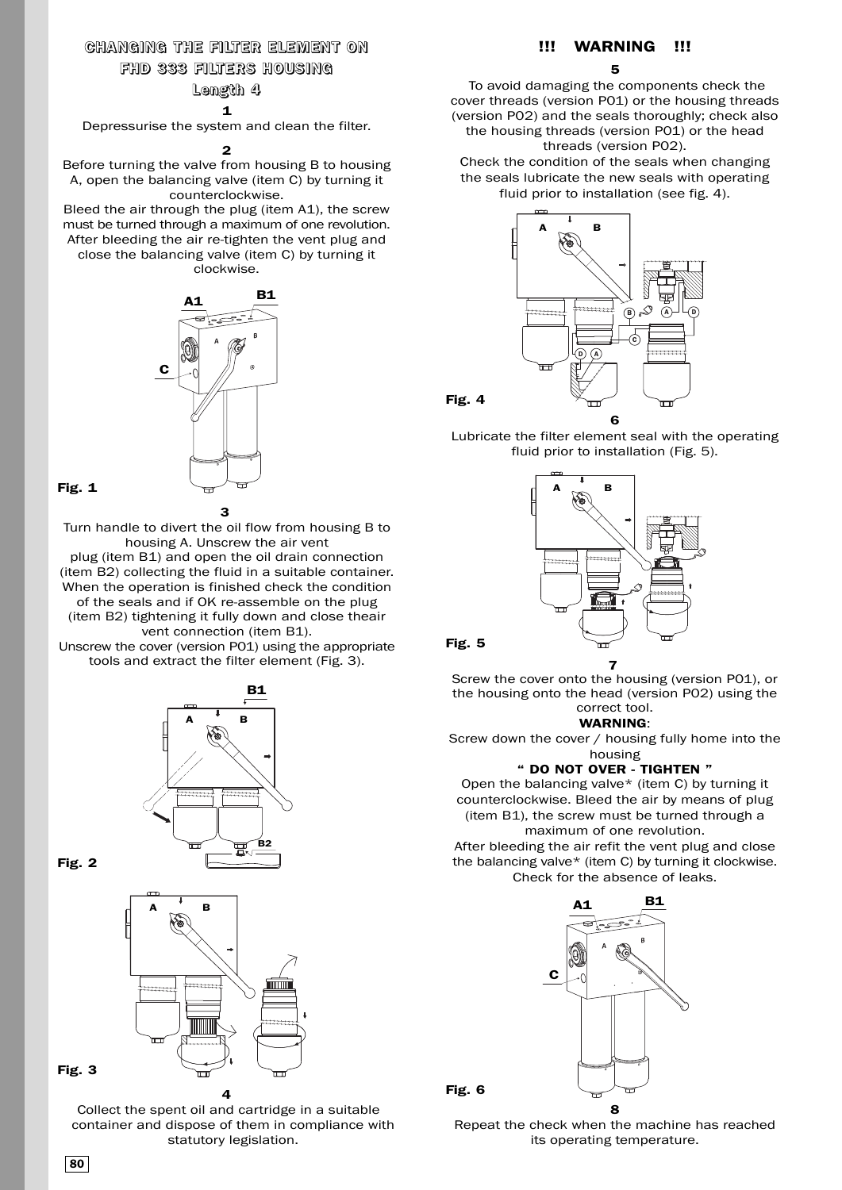## CHANGING THE FILTER ELEMENT ON FHD 333 FILTERS HOUSING

### Length 4

**1**

Depressurise the system and clean the filter.

**2**

Before turning the valve from housing B to housing A, open the balancing valve (item C) by turning it counterclockwise.
Bleed the air through the plug (item A1), the screw must be turned through a maximum of one revolution. After bleeding the air re-tighten the vent plug and close the balancing valve (item C) by turning it clockwise.

A1
B1
C

**Fig. 1**

**3**

Turn handle to divert the oil flow from housing B to housing A. Unscrew the air vent
plug (item B1) and open the oil drain connection (item B2) collecting the fluid in a suitable container. When the operation is finished check the condition of the seals and if OK re-assemble on the plug (item B2) tightening it fully down and close theair vent connection (item B1).
Unscrew the cover (version P01) using the appropriate tools and extract the filter element (Fig. 3).

B1
B2

**Fig. 2**

**Fig. 3**

**4**

Collect the spent oil and cartridge in a suitable container and dispose of them in compliance with statutory legislation.

## !!! WARNING !!!

**5**

To avoid damaging the components check the cover threads (version P01) or the housing threads (version P02) and the seals thoroughly; check also the housing threads (version P01) or the head threads (version P02).
Check the condition of the seals when changing the seals lubricate the new seals with operating fluid prior to installation (see fig. 4).

**Fig. 4**

**6**

Lubricate the filter element seal with the operating fluid prior to installation (Fig. 5).

**Fig. 5**

**7**

Screw the cover onto the housing (version P01), or the housing onto the head (version P02) using the correct tool.

**WARNING**:

Screw down the cover / housing fully home into the housing

**“ DO NOT OVER - TIGHTEN ”**

Open the balancing valve* (item C) by turning it counterclockwise. Bleed the air by means of plug (item B1), the screw must be turned through a maximum of one revolution.
After bleeding the air refit the vent plug and close the balancing valve* (item C) by turning it clockwise.
Check for the absence of leaks.

A1
B1
C

**Fig. 6**

**8**

Repeat the check when the machine has reached its operating temperature.